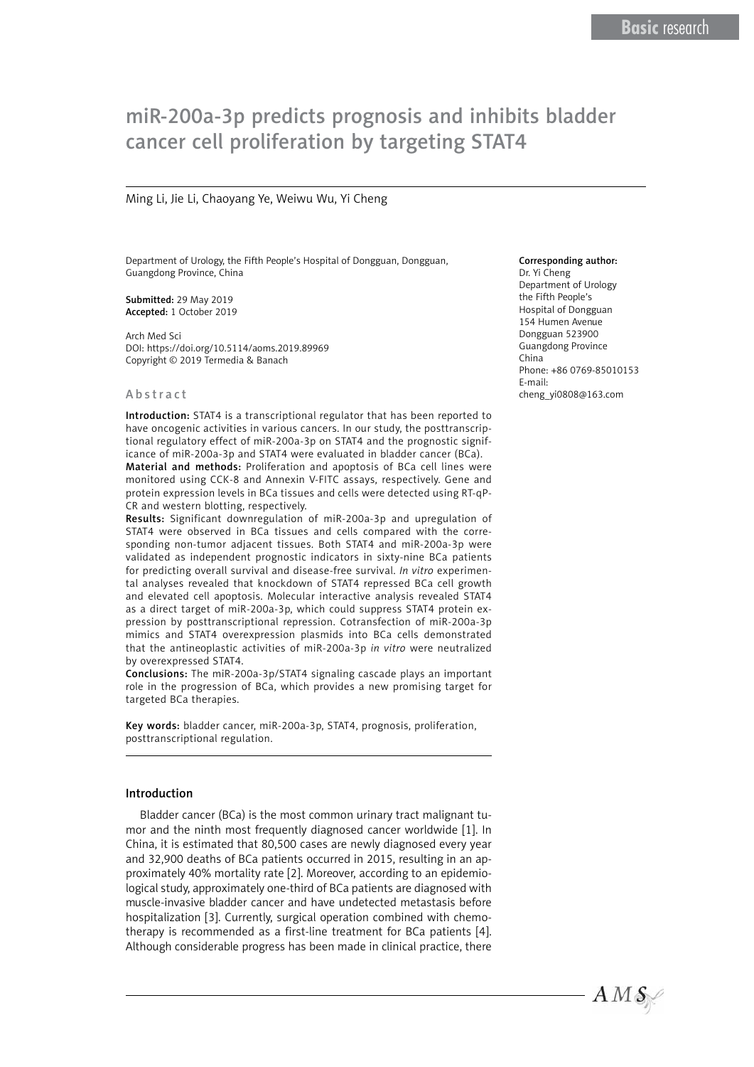# miR-200a-3p predicts prognosis and inhibits bladder cancer cell proliferation by targeting STAT4

Ming Li, Jie Li, Chaoyang Ye, Weiwu Wu, Yi Cheng

Department of Urology, the Fifth People's Hospital of Dongguan, Dongguan, Guangdong Province, China

**Submitted:** 29 May 2019
**Accepted:** 1 October 2019

Arch Med Sci
DOI: https://doi.org/10.5114/aoms.2019.89969
Copyright © 2019 Termedia & Banach

**Corresponding author:**
Dr. Yi Cheng
Department of Urology
the Fifth People's
Hospital of Dongguan
154 Humen Avenue
Dongguan 523900
Guangdong Province
China
Phone: +86 0769-85010153
E-mail:
cheng_yi0808@163.com

## Abstract

**Introduction:** STAT4 is a transcriptional regulator that has been reported to have oncogenic activities in various cancers. In our study, the posttranscriptional regulatory effect of miR-200a-3p on STAT4 and the prognostic significance of miR-200a-3p and STAT4 were evaluated in bladder cancer (BCa).

**Material and methods:** Proliferation and apoptosis of BCa cell lines were monitored using CCK-8 and Annexin V-FITC assays, respectively. Gene and protein expression levels in BCa tissues and cells were detected using RT-qPCR and western blotting, respectively.

**Results:** Significant downregulation of miR-200a-3p and upregulation of STAT4 were observed in BCa tissues and cells compared with the corresponding non-tumor adjacent tissues. Both STAT4 and miR-200a-3p were validated as independent prognostic indicators in sixty-nine BCa patients for predicting overall survival and disease-free survival. *In vitro* experimental analyses revealed that knockdown of STAT4 repressed BCa cell growth and elevated cell apoptosis. Molecular interactive analysis revealed STAT4 as a direct target of miR-200a-3p, which could suppress STAT4 protein expression by posttranscriptional repression. Cotransfection of miR-200a-3p mimics and STAT4 overexpression plasmids into BCa cells demonstrated that the antineoplastic activities of miR-200a-3p *in vitro* were neutralized by overexpressed STAT4.

**Conclusions:** The miR-200a-3p/STAT4 signaling cascade plays an important role in the progression of BCa, which provides a new promising target for targeted BCa therapies.

**Key words:** bladder cancer, miR-200a-3p, STAT4, prognosis, proliferation, posttranscriptional regulation.

## Introduction

Bladder cancer (BCa) is the most common urinary tract malignant tumor and the ninth most frequently diagnosed cancer worldwide [1]. In China, it is estimated that 80,500 cases are newly diagnosed every year and 32,900 deaths of BCa patients occurred in 2015, resulting in an approximately 40% mortality rate [2]. Moreover, according to an epidemiological study, approximately one-third of BCa patients are diagnosed with muscle-invasive bladder cancer and have undetected metastasis before hospitalization [3]. Currently, surgical operation combined with chemotherapy is recommended as a first-line treatment for BCa patients [4]. Although considerable progress has been made in clinical practice, there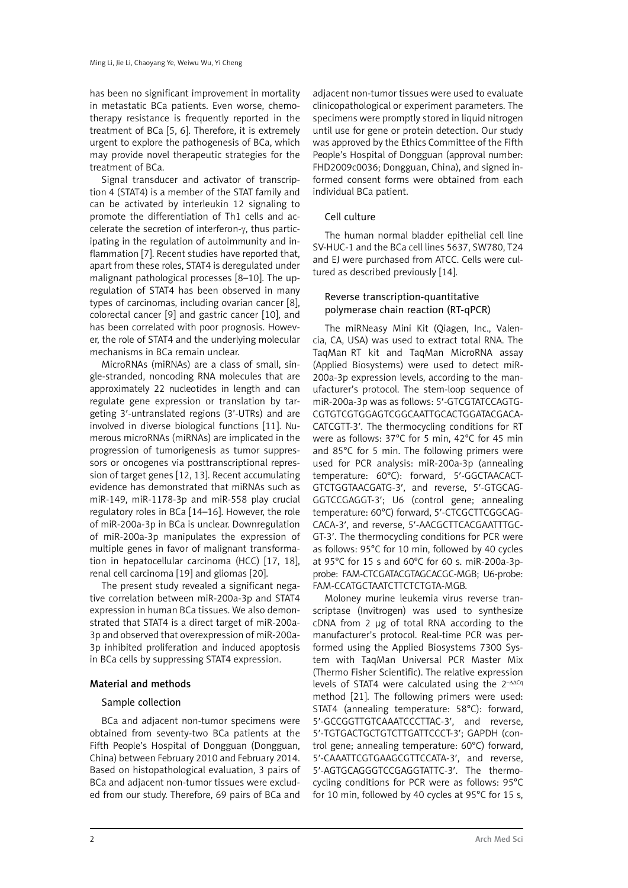has been no significant improvement in mortality in metastatic BCa patients. Even worse, chemotherapy resistance is frequently reported in the treatment of BCa [5, 6]. Therefore, it is extremely urgent to explore the pathogenesis of BCa, which may provide novel therapeutic strategies for the treatment of BCa.

Signal transducer and activator of transcription 4 (STAT4) is a member of the STAT family and can be activated by interleukin 12 signaling to promote the differentiation of Th1 cells and accelerate the secretion of interferon-γ, thus participating in the regulation of autoimmunity and inflammation [7]. Recent studies have reported that, apart from these roles, STAT4 is deregulated under malignant pathological processes [8–10]. The upregulation of STAT4 has been observed in many types of carcinomas, including ovarian cancer [8], colorectal cancer [9] and gastric cancer [10], and has been correlated with poor prognosis. However, the role of STAT4 and the underlying molecular mechanisms in BCa remain unclear.

MicroRNAs (miRNAs) are a class of small, single-stranded, noncoding RNA molecules that are approximately 22 nucleotides in length and can regulate gene expression or translation by targeting 3′-untranslated regions (3′-UTRs) and are involved in diverse biological functions [11]. Numerous microRNAs (miRNAs) are implicated in the progression of tumorigenesis as tumor suppressors or oncogenes via posttranscriptional repression of target genes [12, 13]. Recent accumulating evidence has demonstrated that miRNAs such as miR-149, miR-1178-3p and miR-558 play crucial regulatory roles in BCa [14–16]. However, the role of miR-200a-3p in BCa is unclear. Downregulation of miR-200a-3p manipulates the expression of multiple genes in favor of malignant transformation in hepatocellular carcinoma (HCC) [17, 18], renal cell carcinoma [19] and gliomas [20].

The present study revealed a significant negative correlation between miR-200a-3p and STAT4 expression in human BCa tissues. We also demonstrated that STAT4 is a direct target of miR-200a-3p and observed that overexpression of miR-200a-3p inhibited proliferation and induced apoptosis in BCa cells by suppressing STAT4 expression.

## Material and methods

### Sample collection

BCa and adjacent non-tumor specimens were obtained from seventy-two BCa patients at the Fifth People's Hospital of Dongguan (Dongguan, China) between February 2010 and February 2014. Based on histopathological evaluation, 3 pairs of BCa and adjacent non-tumor tissues were excluded from our study. Therefore, 69 pairs of BCa and adjacent non-tumor tissues were used to evaluate clinicopathological or experiment parameters. The specimens were promptly stored in liquid nitrogen until use for gene or protein detection. Our study was approved by the Ethics Committee of the Fifth People's Hospital of Dongguan (approval number: FHD2009c0036; Dongguan, China), and signed informed consent forms were obtained from each individual BCa patient.

### Cell culture

The human normal bladder epithelial cell line SV-HUC-1 and the BCa cell lines 5637, SW780, T24 and EJ were purchased from ATCC. Cells were cultured as described previously [14].

### Reverse transcription-quantitative polymerase chain reaction (RT-qPCR)

The miRNeasy Mini Kit (Qiagen, Inc., Valencia, CA, USA) was used to extract total RNA. The TaqMan RT kit and TaqMan MicroRNA assay (Applied Biosystems) were used to detect miR-200a-3p expression levels, according to the manufacturer's protocol. The stem-loop sequence of miR-200a-3p was as follows: 5′-GTCGTATCCAGTGCGTGTCGTGGAGTCGGCAATTGCACTGGATACGACACATCGTT-3′. The thermocycling conditions for RT were as follows: 37°C for 5 min, 42°C for 45 min and 85°C for 5 min. The following primers were used for PCR analysis: miR-200a-3p (annealing temperature: 60°C): forward, 5′-GGCTAACACTGTCTGGTAACGATG-3′, and reverse, 5′-GTGCAGGGTCCGAGGT-3′; U6 (control gene; annealing temperature: 60°C) forward, 5′-CTCGCTTCGGCAGCACA-3′, and reverse, 5′-AACGCTTCACGAATTTGCGT-3′. The thermocycling conditions for PCR were as follows: 95°C for 10 min, followed by 40 cycles at 95°C for 15 s and 60°C for 60 s. miR-200a-3p-probe: FAM-CTCGATACGTAGCACGC-MGB; U6-probe: FAM-CCATGCTAATCTTCTCTGTA-MGB.

Moloney murine leukemia virus reverse transcriptase (Invitrogen) was used to synthesize cDNA from 2 μg of total RNA according to the manufacturer's protocol. Real-time PCR was performed using the Applied Biosystems 7300 System with TaqMan Universal PCR Master Mix (Thermo Fisher Scientific). The relative expression levels of STAT4 were calculated using the $2^{-\Delta\Delta Cq}$ method [21]. The following primers were used: STAT4 (annealing temperature: 58°C): forward, 5′-GCCGGTTGTCAAATCCCTTAC-3′, and reverse, 5′-TGTGACTGCTGTCTTGATTCCCT-3′; GAPDH (control gene; annealing temperature: 60°C) forward, 5′-CAAATTCGTGAAGCGTTCCATA-3′, and reverse, 5′-AGTGCAGGGTCCGAGGTATTC-3′. The thermocycling conditions for PCR were as follows: 95°C for 10 min, followed by 40 cycles at 95°C for 15 s,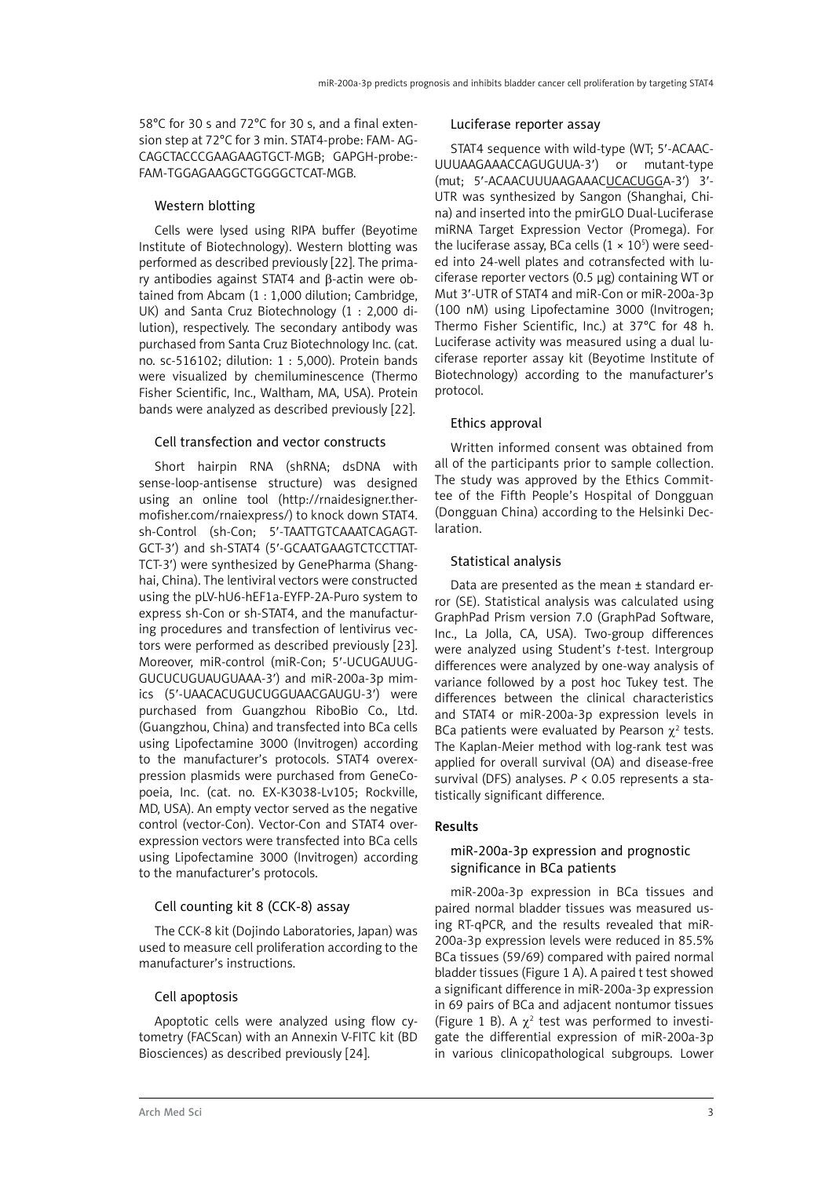58°C for 30 s and 72°C for 30 s, and a final extension step at 72°C for 3 min. STAT4-probe: FAM- AGCAGCTACCCGAAGAAGTGCT-MGB; GAPGH-probe:-FAM-TGGAGAAGGCTGGGGCTCAT-MGB.

### Western blotting

Cells were lysed using RIPA buffer (Beyotime Institute of Biotechnology). Western blotting was performed as described previously [22]. The primary antibodies against STAT4 and β-actin were obtained from Abcam (1 : 1,000 dilution; Cambridge, UK) and Santa Cruz Biotechnology (1 : 2,000 dilution), respectively. The secondary antibody was purchased from Santa Cruz Biotechnology Inc. (cat. no. sc-516102; dilution: 1 : 5,000). Protein bands were visualized by chemiluminescence (Thermo Fisher Scientific, Inc., Waltham, MA, USA). Protein bands were analyzed as described previously [22].

### Cell transfection and vector constructs

Short hairpin RNA (shRNA; dsDNA with sense-loop-antisense structure) was designed using an online tool (http://rnaidesigner.thermofisher.com/rnaiexpress/) to knock down STAT4. sh-Control (sh-Con; 5′-TAATTGTCAAATCAGAGTGCT-3′) and sh-STAT4 (5′-GCAATGAAGTCTCCTTATTCT-3′) were synthesized by GenePharma (Shanghai, China). The lentiviral vectors were constructed using the pLV-hU6-hEF1a-EYFP-2A-Puro system to express sh-Con or sh-STAT4, and the manufacturing procedures and transfection of lentivirus vectors were performed as described previously [23]. Moreover, miR-control (miR-Con; 5′-UCUGAUUGGUCUCUGUAUGUAAA-3′) and miR-200a-3p mimics (5′-UAACACUGUCUGGUAACGAUGU-3′) were purchased from Guangzhou RiboBio Co., Ltd. (Guangzhou, China) and transfected into BCa cells using Lipofectamine 3000 (Invitrogen) according to the manufacturer's protocols. STAT4 overexpression plasmids were purchased from GeneCopoeia, Inc. (cat. no. EX-K3038-Lv105; Rockville, MD, USA). An empty vector served as the negative control (vector-Con). Vector-Con and STAT4 overexpression vectors were transfected into BCa cells using Lipofectamine 3000 (Invitrogen) according to the manufacturer's protocols.

### Cell counting kit 8 (CCK-8) assay

The CCK-8 kit (Dojindo Laboratories, Japan) was used to measure cell proliferation according to the manufacturer's instructions.

### Cell apoptosis

Apoptotic cells were analyzed using flow cytometry (FACScan) with an Annexin V-FITC kit (BD Biosciences) as described previously [24].

### Luciferase reporter assay

STAT4 sequence with wild-type (WT; 5′-ACAACUUUAAGAAACCAGUGUUA-3′) or mutant-type (mut; 5′-ACAACUUUAAGAAACUCACUGGA-3′) 3′-UTR was synthesized by Sangon (Shanghai, China) and inserted into the pmirGLO Dual-Luciferase miRNA Target Expression Vector (Promega). For the luciferase assay, BCa cells ($1 \times 10^5$) were seeded into 24-well plates and cotransfected with luciferase reporter vectors (0.5 µg) containing WT or Mut 3′-UTR of STAT4 and miR-Con or miR-200a-3p (100 nM) using Lipofectamine 3000 (Invitrogen; Thermo Fisher Scientific, Inc.) at 37°C for 48 h. Luciferase activity was measured using a dual luciferase reporter assay kit (Beyotime Institute of Biotechnology) according to the manufacturer's protocol.

### Ethics approval

Written informed consent was obtained from all of the participants prior to sample collection. The study was approved by the Ethics Committee of the Fifth People's Hospital of Dongguan (Dongguan China) according to the Helsinki Declaration.

### Statistical analysis

Data are presented as the mean ± standard error (SE). Statistical analysis was calculated using GraphPad Prism version 7.0 (GraphPad Software, Inc., La Jolla, CA, USA). Two-group differences were analyzed using Student's *t*-test. Intergroup differences were analyzed by one-way analysis of variance followed by a post hoc Tukey test. The differences between the clinical characteristics and STAT4 or miR-200a-3p expression levels in BCa patients were evaluated by Pearson $\chi^2$ tests. The Kaplan-Meier method with log-rank test was applied for overall survival (OA) and disease-free survival (DFS) analyses. $P < 0.05$ represents a statistically significant difference.

## Results

### miR-200a-3p expression and prognostic significance in BCa patients

miR-200a-3p expression in BCa tissues and paired normal bladder tissues was measured using RT-qPCR, and the results revealed that miR-200a-3p expression levels were reduced in 85.5% BCa tissues (59/69) compared with paired normal bladder tissues (Figure 1 A). A paired t test showed a significant difference in miR-200a-3p expression in 69 pairs of BCa and adjacent nontumor tissues (Figure 1 B). A $\chi^2$ test was performed to investigate the differential expression of miR-200a-3p in various clinicopathological subgroups. Lower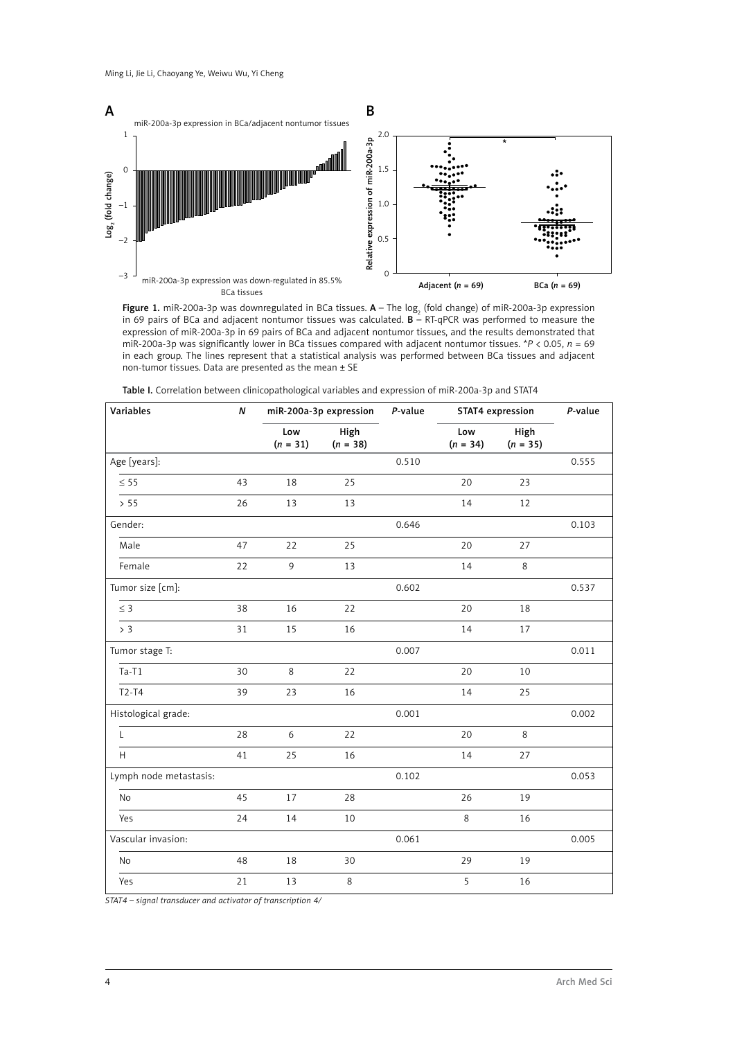Figure 1. miR-200a-3p was downregulated in BCa tissues. **A** – The $\log_2$ (fold change) of miR-200a-3p expression in 69 pairs of BCa and adjacent nontumor tissues was calculated. **B** – RT-qPCR was performed to measure the expression of miR-200a-3p in 69 pairs of BCa and adjacent nontumor tissues, and the results demonstrated that miR-200a-3p was significantly lower in BCa tissues compared with adjacent nontumor tissues. \*$P < 0.05$, $n = 69$ in each group. The lines represent that a statistical analysis was performed between BCa tissues and adjacent non-tumor tissues. Data are presented as the mean ± SE

**Table I.** Correlation between clinicopathological variables and expression of miR-200a-3p and STAT4

| Variables | *N* | miR-200a-3p expression | | *P*-value | STAT4 expression | | *P*-value |
|---|---|---|---|---|---|---|---|
| | | Low ($n = 31$) | High ($n = 38$) | | Low ($n = 34$) | High ($n = 35$) | |
| Age [years]: | | | | 0.510 | | | 0.555 |
| ≤ 55 | 43 | 18 | 25 | | 20 | 23 | |
| > 55 | 26 | 13 | 13 | | 14 | 12 | |
| Gender: | | | | 0.646 | | | 0.103 |
| Male | 47 | 22 | 25 | | 20 | 27 | |
| Female | 22 | 9 | 13 | | 14 | 8 | |
| Tumor size [cm]: | | | | 0.602 | | | 0.537 |
| ≤ 3 | 38 | 16 | 22 | | 20 | 18 | |
| > 3 | 31 | 15 | 16 | | 14 | 17 | |
| Tumor stage T: | | | | 0.007 | | | 0.011 |
| Ta-T1 | 30 | 8 | 22 | | 20 | 10 | |
| T2-T4 | 39 | 23 | 16 | | 14 | 25 | |
| Histological grade: | | | | 0.001 | | | 0.002 |
| L | 28 | 6 | 22 | | 20 | 8 | |
| H | 41 | 25 | 16 | | 14 | 27 | |
| Lymph node metastasis: | | | | 0.102 | | | 0.053 |
| No | 45 | 17 | 28 | | 26 | 19 | |
| Yes | 24 | 14 | 10 | | 8 | 16 | |
| Vascular invasion: | | | | 0.061 | | | 0.005 |
| No | 48 | 18 | 30 | | 29 | 19 | |
| Yes | 21 | 13 | 8 | | 5 | 16 | |

*STAT4 – signal transducer and activator of transcription 4/*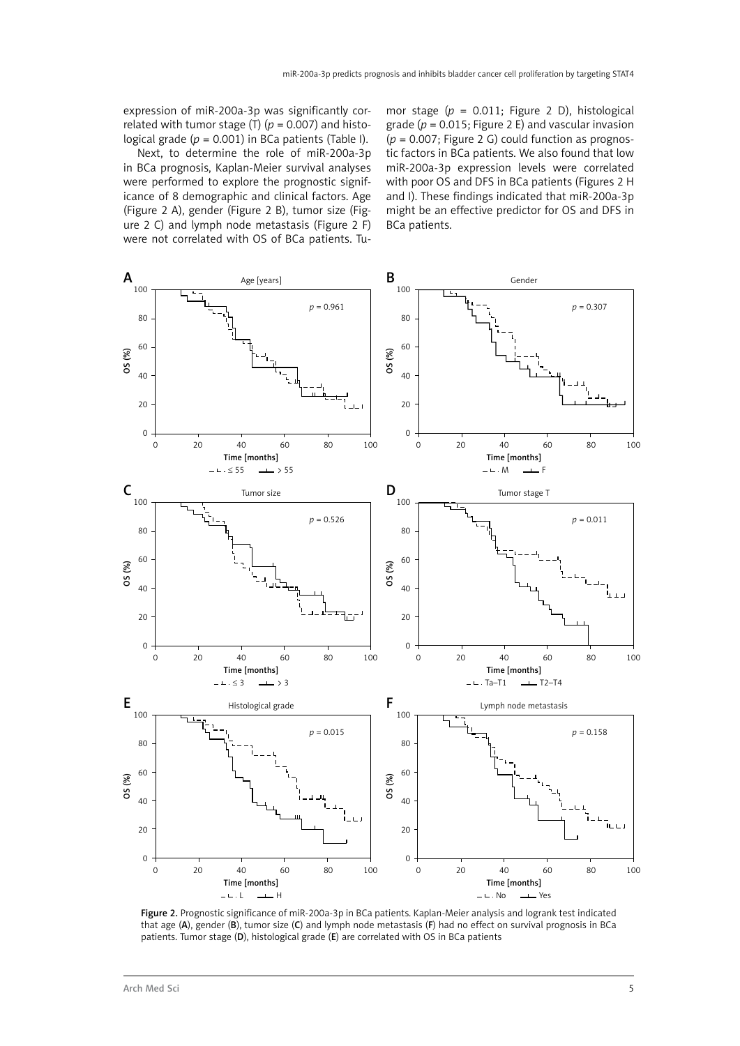expression of miR-200a-3p was significantly correlated with tumor stage (T) ($p = 0.007$) and histological grade ($p = 0.001$) in BCa patients (Table I).

Next, to determine the role of miR-200a-3p in BCa prognosis, Kaplan-Meier survival analyses were performed to explore the prognostic significance of 8 demographic and clinical factors. Age (Figure 2 A), gender (Figure 2 B), tumor size (Figure 2 C) and lymph node metastasis (Figure 2 F) were not correlated with OS of BCa patients. Tumor stage ($p = 0.011$; Figure 2 D), histological grade ($p = 0.015$; Figure 2 E) and vascular invasion ($p = 0.007$; Figure 2 G) could function as prognostic factors in BCa patients. We also found that low miR-200a-3p expression levels were correlated with poor OS and DFS in BCa patients (Figures 2 H and I). These findings indicated that miR-200a-3p might be an effective predictor for OS and DFS in BCa patients.

**Figure 2.** Prognostic significance of miR-200a-3p in BCa patients. Kaplan-Meier analysis and logrank test indicated that age (**A**), gender (**B**), tumor size (**C**) and lymph node metastasis (**F**) had no effect on survival prognosis in BCa patients. Tumor stage (**D**), histological grade (**E**) are correlated with OS in BCa patients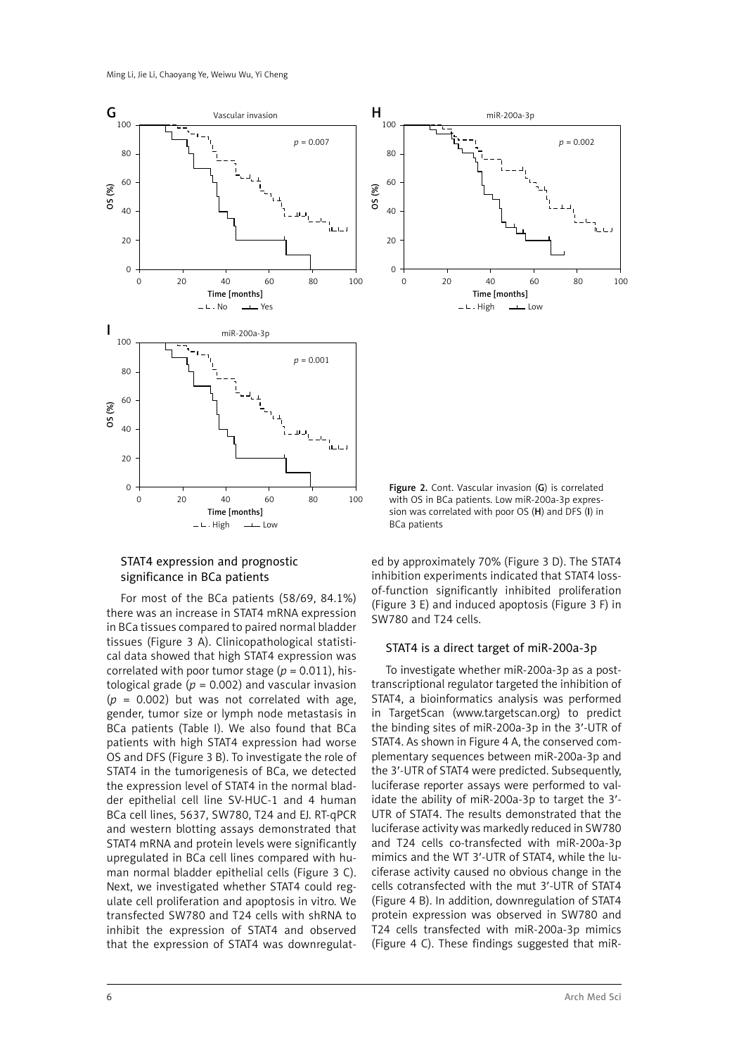Figure 2. Cont. Vascular invasion (**G**) is correlated with OS in BCa patients. Low miR-200a-3p expression was correlated with poor OS (**H**) and DFS (**I**) in BCa patients

### STAT4 expression and prognostic significance in BCa patients

For most of the BCa patients (58/69, 84.1%) there was an increase in STAT4 mRNA expression in BCa tissues compared to paired normal bladder tissues (Figure 3 A). Clinicopathological statistical data showed that high STAT4 expression was correlated with poor tumor stage ($p$ = 0.011), histological grade ($p$ = 0.002) and vascular invasion ($p$ = 0.002) but was not correlated with age, gender, tumor size or lymph node metastasis in BCa patients (Table I). We also found that BCa patients with high STAT4 expression had worse OS and DFS (Figure 3 B). To investigate the role of STAT4 in the tumorigenesis of BCa, we detected the expression level of STAT4 in the normal bladder epithelial cell line SV-HUC-1 and 4 human BCa cell lines, 5637, SW780, T24 and EJ. RT-qPCR and western blotting assays demonstrated that STAT4 mRNA and protein levels were significantly upregulated in BCa cell lines compared with human normal bladder epithelial cells (Figure 3 C). Next, we investigated whether STAT4 could regulate cell proliferation and apoptosis in vitro. We transfected SW780 and T24 cells with shRNA to inhibit the expression of STAT4 and observed that the expression of STAT4 was downregulated by approximately 70% (Figure 3 D). The STAT4 inhibition experiments indicated that STAT4 loss-of-function significantly inhibited proliferation (Figure 3 E) and induced apoptosis (Figure 3 F) in SW780 and T24 cells.

### STAT4 is a direct target of miR-200a-3p

To investigate whether miR-200a-3p as a post-transcriptional regulator targeted the inhibition of STAT4, a bioinformatics analysis was performed in TargetScan (www.targetscan.org) to predict the binding sites of miR-200a-3p in the 3′-UTR of STAT4. As shown in Figure 4 A, the conserved complementary sequences between miR-200a-3p and the 3′-UTR of STAT4 were predicted. Subsequently, luciferase reporter assays were performed to validate the ability of miR-200a-3p to target the 3′-UTR of STAT4. The results demonstrated that the luciferase activity was markedly reduced in SW780 and T24 cells co-transfected with miR-200a-3p mimics and the WT 3′-UTR of STAT4, while the luciferase activity caused no obvious change in the cells cotransfected with the mut 3′-UTR of STAT4 (Figure 4 B). In addition, downregulation of STAT4 protein expression was observed in SW780 and T24 cells transfected with miR-200a-3p mimics (Figure 4 C). These findings suggested that miR-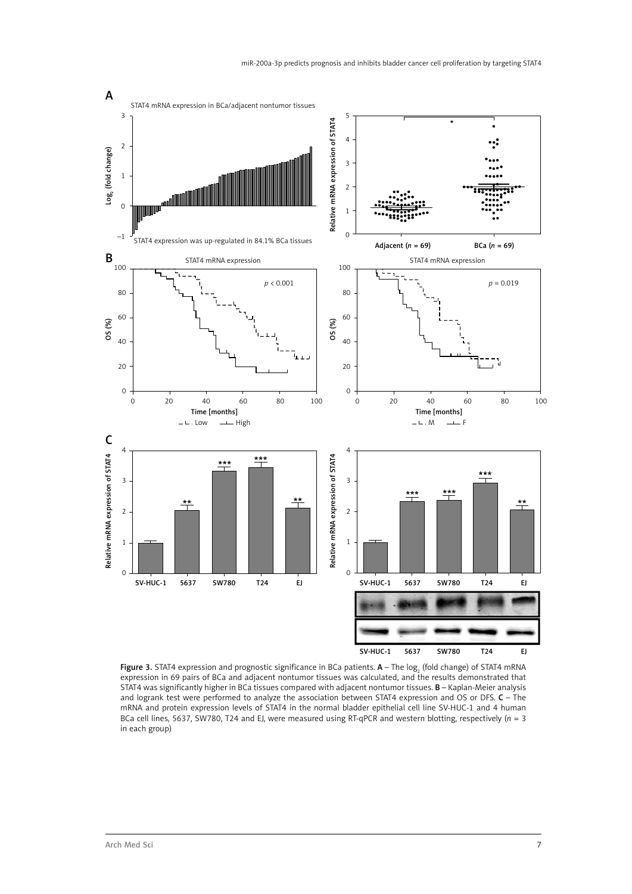**Figure 3.** STAT4 expression and prognostic significance in BCa patients. **A** – The $\log_2$ (fold change) of STAT4 mRNA expression in 69 pairs of BCa and adjacent nontumor tissues was calculated, and the results demonstrated that STAT4 was significantly higher in BCa tissues compared with adjacent nontumor tissues. **B** – Kaplan-Meier analysis and logrank test were performed to analyze the association between STAT4 expression and OS or DFS. **C** – The mRNA and protein expression levels of STAT4 in the normal bladder epithelial cell line SV-HUC-1 and 4 human BCa cell lines, 5637, SW780, T24 and EJ, were measured using RT-qPCR and western blotting, respectively ($n = 3$ in each group)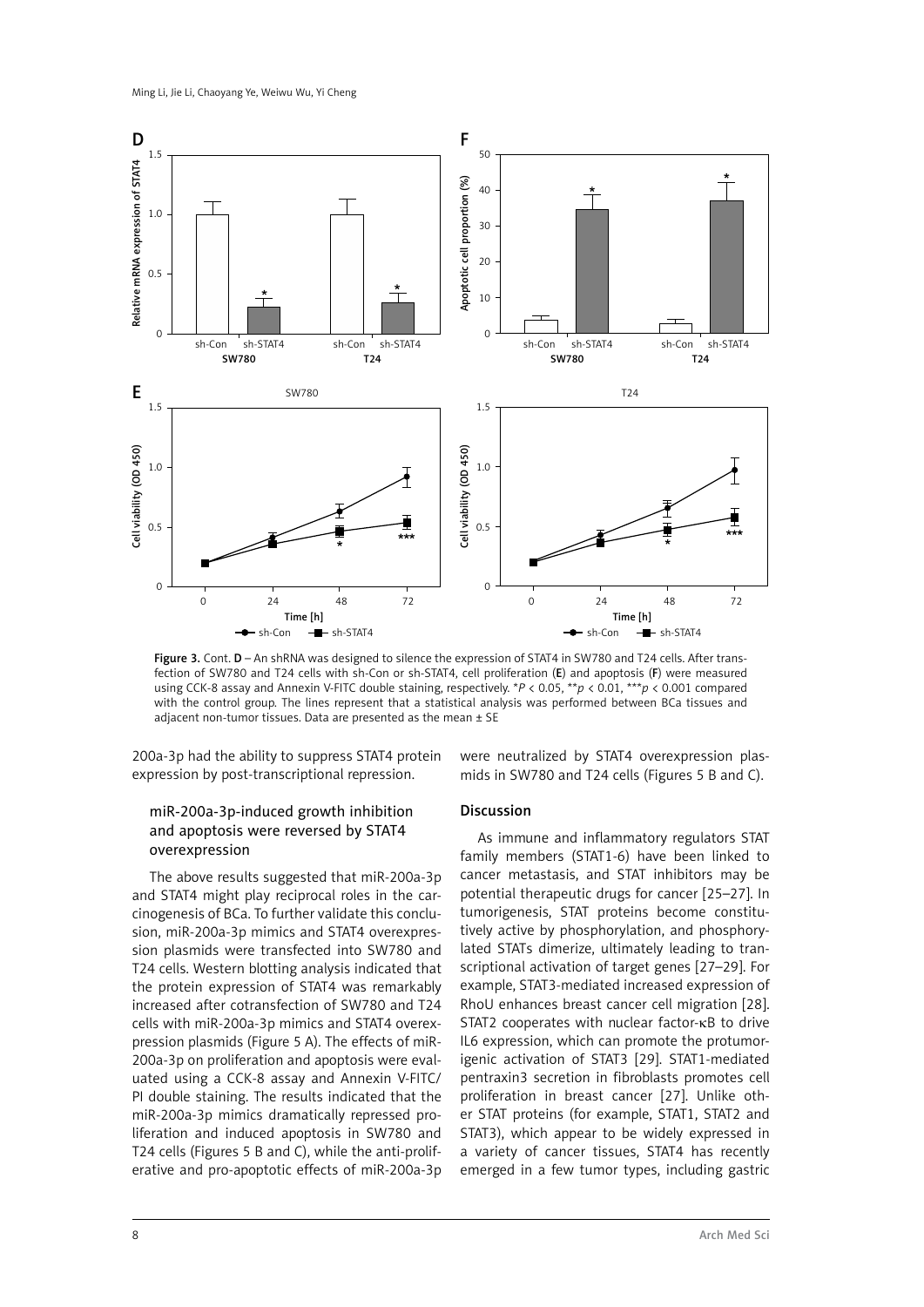Figure 3. Cont. **D** – An shRNA was designed to silence the expression of STAT4 in SW780 and T24 cells. After transfection of SW780 and T24 cells with sh-Con or sh-STAT4, cell proliferation (**E**) and apoptosis (**F**) were measured using CCK-8 assay and Annexin V-FITC double staining, respectively. \*$P < 0.05$, \*\*$p < 0.01$, \*\*\*$p < 0.001$ compared with the control group. The lines represent that a statistical analysis was performed between BCa tissues and adjacent non-tumor tissues. Data are presented as the mean ± SE

200a-3p had the ability to suppress STAT4 protein expression by post-transcriptional repression.

### miR-200a-3p-induced growth inhibition and apoptosis were reversed by STAT4 overexpression

The above results suggested that miR-200a-3p and STAT4 might play reciprocal roles in the carcinogenesis of BCa. To further validate this conclusion, miR-200a-3p mimics and STAT4 overexpression plasmids were transfected into SW780 and T24 cells. Western blotting analysis indicated that the protein expression of STAT4 was remarkably increased after cotransfection of SW780 and T24 cells with miR-200a-3p mimics and STAT4 overexpression plasmids (Figure 5 A). The effects of miR-200a-3p on proliferation and apoptosis were evaluated using a CCK-8 assay and Annexin V-FITC/PI double staining. The results indicated that the miR-200a-3p mimics dramatically repressed proliferation and induced apoptosis in SW780 and T24 cells (Figures 5 B and C), while the anti-proliferative and pro-apoptotic effects of miR-200a-3p were neutralized by STAT4 overexpression plasmids in SW780 and T24 cells (Figures 5 B and C).

## Discussion

As immune and inflammatory regulators STAT family members (STAT1-6) have been linked to cancer metastasis, and STAT inhibitors may be potential therapeutic drugs for cancer [25–27]. In tumorigenesis, STAT proteins become constitutively active by phosphorylation, and phosphorylated STATs dimerize, ultimately leading to transcriptional activation of target genes [27–29]. For example, STAT3-mediated increased expression of RhoU enhances breast cancer cell migration [28]. STAT2 cooperates with nuclear factor-κB to drive IL6 expression, which can promote the protumorigenic activation of STAT3 [29]. STAT1-mediated pentraxin3 secretion in fibroblasts promotes cell proliferation in breast cancer [27]. Unlike other STAT proteins (for example, STAT1, STAT2 and STAT3), which appear to be widely expressed in a variety of cancer tissues, STAT4 has recently emerged in a few tumor types, including gastric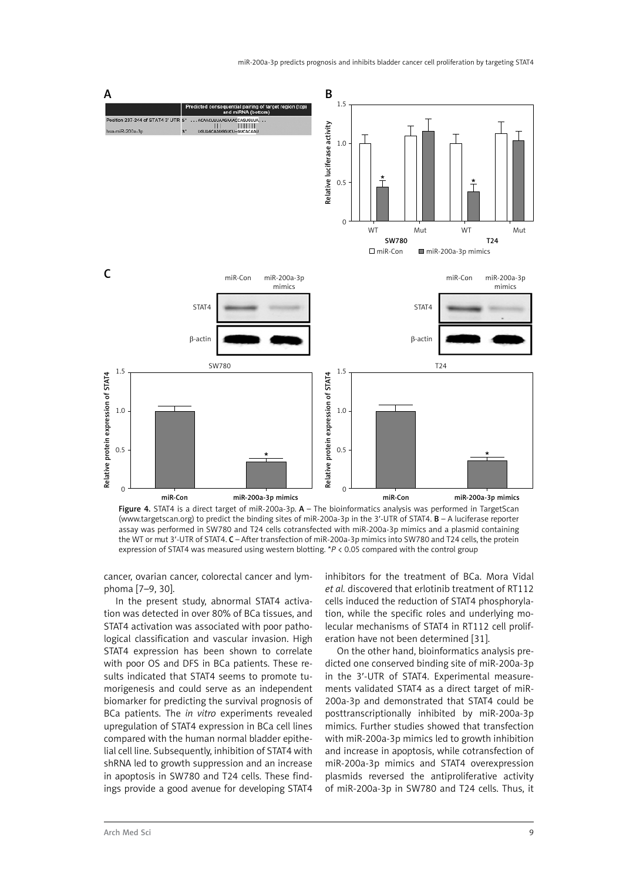**Figure 4.** STAT4 is a direct target of miR-200a-3p. **A** – The bioinformatics analysis was performed in TargetScan (www.targetscan.org) to predict the binding sites of miR-200a-3p in the 3'-UTR of STAT4. **B** – A luciferase reporter assay was performed in SW780 and T24 cells cotransfected with miR-200a-3p mimics and a plasmid containing the WT or mut 3'-UTR of STAT4. **C** – After transfection of miR-200a-3p mimics into SW780 and T24 cells, the protein expression of STAT4 was measured using western blotting. \*$P < 0.05$ compared with the control group

cancer, ovarian cancer, colorectal cancer and lymphoma [7–9, 30].

In the present study, abnormal STAT4 activation was detected in over 80% of BCa tissues, and STAT4 activation was associated with poor pathological classification and vascular invasion. High STAT4 expression has been shown to correlate with poor OS and DFS in BCa patients. These results indicated that STAT4 seems to promote tumorigenesis and could serve as an independent biomarker for predicting the survival prognosis of BCa patients. The *in vitro* experiments revealed upregulation of STAT4 expression in BCa cell lines compared with the human normal bladder epithelial cell line. Subsequently, inhibition of STAT4 with shRNA led to growth suppression and an increase in apoptosis in SW780 and T24 cells. These findings provide a good avenue for developing STAT4 inhibitors for the treatment of BCa. Mora Vidal *et al.* discovered that erlotinib treatment of RT112 cells induced the reduction of STAT4 phosphorylation, while the specific roles and underlying molecular mechanisms of STAT4 in RT112 cell proliferation have not been determined [31].

On the other hand, bioinformatics analysis predicted one conserved binding site of miR-200a-3p in the 3'-UTR of STAT4. Experimental measurements validated STAT4 as a direct target of miR-200a-3p and demonstrated that STAT4 could be posttranscriptionally inhibited by miR-200a-3p mimics. Further studies showed that transfection with miR-200a-3p mimics led to growth inhibition and increase in apoptosis, while cotransfection of miR-200a-3p mimics and STAT4 overexpression plasmids reversed the antiproliferative activity of miR-200a-3p in SW780 and T24 cells. Thus, it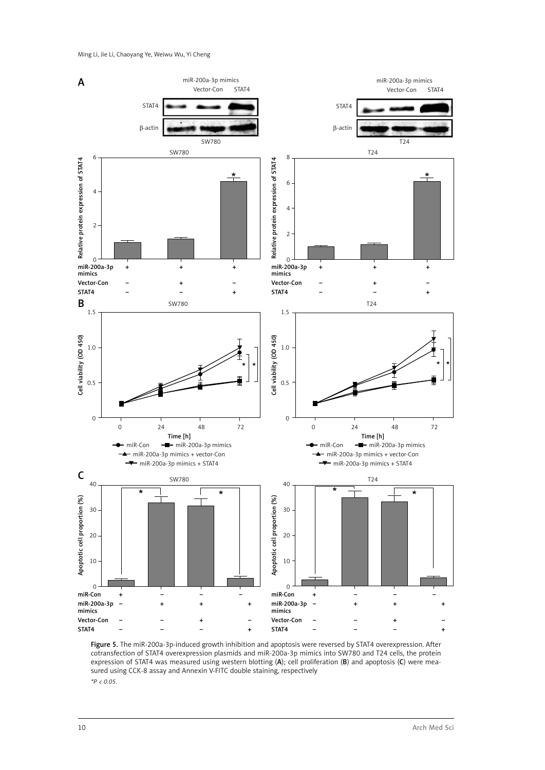Figure 5. The miR-200a-3p-induced growth inhibition and apoptosis were reversed by STAT4 overexpression. After cotransfection of STAT4 overexpression plasmids and miR-200a-3p mimics into SW780 and T24 cells, the protein expression of STAT4 was measured using western blotting (**A**); cell proliferation (**B**) and apoptosis (**C**) were measured using CCK-8 assay and Annexin V-FITC double staining, respectively

*$^*P < 0.05$.*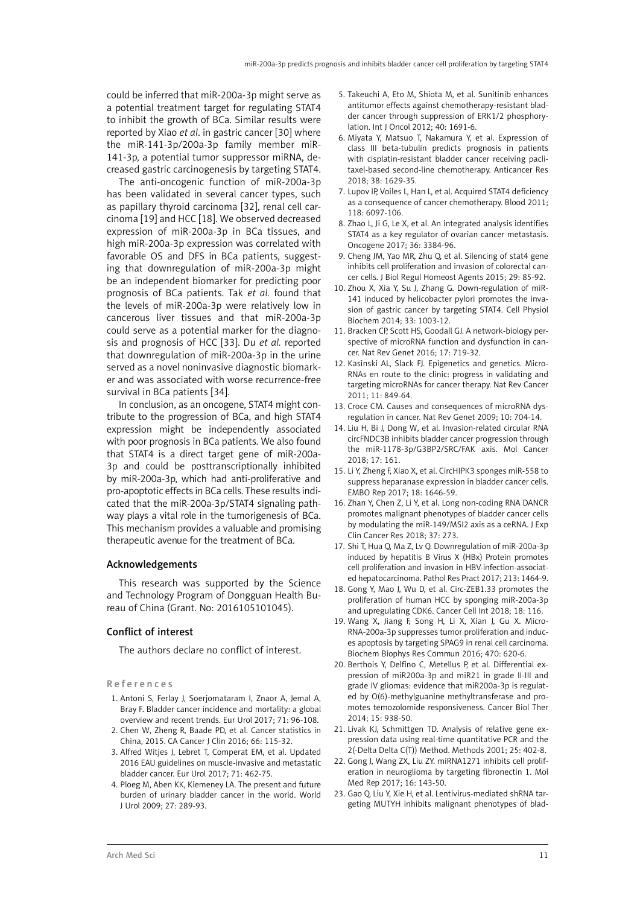could be inferred that miR-200a-3p might serve as a potential treatment target for regulating STAT4 to inhibit the growth of BCa. Similar results were reported by Xiao *et al*. in gastric cancer [30] where the miR-141-3p/200a-3p family member miR-141-3p, a potential tumor suppressor miRNA, decreased gastric carcinogenesis by targeting STAT4.

The anti-oncogenic function of miR-200a-3p has been validated in several cancer types, such as papillary thyroid carcinoma [32], renal cell carcinoma [19] and HCC [18]. We observed decreased expression of miR-200a-3p in BCa tissues, and high miR-200a-3p expression was correlated with favorable OS and DFS in BCa patients, suggesting that downregulation of miR-200a-3p might be an independent biomarker for predicting poor prognosis of BCa patients. Tak *et al.* found that the levels of miR-200a-3p were relatively low in cancerous liver tissues and that miR-200a-3p could serve as a potential marker for the diagnosis and prognosis of HCC [33]. Du *et al.* reported that downregulation of miR-200a-3p in the urine served as a novel noninvasive diagnostic biomarker and was associated with worse recurrence-free survival in BCa patients [34].

In conclusion, as an oncogene, STAT4 might contribute to the progression of BCa, and high STAT4 expression might be independently associated with poor prognosis in BCa patients. We also found that STAT4 is a direct target gene of miR-200a-3p and could be posttranscriptionally inhibited by miR-200a-3p, which had anti-proliferative and pro-apoptotic effects in BCa cells. These results indicated that the miR-200a-3p/STAT4 signaling pathway plays a vital role in the tumorigenesis of BCa. This mechanism provides a valuable and promising therapeutic avenue for the treatment of BCa.

## Acknowledgements

This research was supported by the Science and Technology Program of Dongguan Health Bureau of China (Grant. No: 2016105101045).

## Conflict of interest

The authors declare no conflict of interest.

## References

1. Antoni S, Ferlay J, Soerjomataram I, Znaor A, Jemal A, Bray F. Bladder cancer incidence and mortality: a global overview and recent trends. Eur Urol 2017; 71: 96-108.
2. Chen W, Zheng R, Baade PD, et al. Cancer statistics in China, 2015. CA Cancer J Clin 2016; 66: 115-32.
3. Alfred Witjes J, Lebret T, Comperat EM, et al. Updated 2016 EAU guidelines on muscle-invasive and metastatic bladder cancer. Eur Urol 2017; 71: 462-75.
4. Ploeg M, Aben KK, Kiemeney LA. The present and future burden of urinary bladder cancer in the world. World J Urol 2009; 27: 289-93.
5. Takeuchi A, Eto M, Shiota M, et al. Sunitinib enhances antitumor effects against chemotherapy-resistant bladder cancer through suppression of ERK1/2 phosphorylation. Int J Oncol 2012; 40: 1691-6.
6. Miyata Y, Matsuo T, Nakamura Y, et al. Expression of class III beta-tubulin predicts prognosis in patients with cisplatin-resistant bladder cancer receiving paclitaxel-based second-line chemotherapy. Anticancer Res 2018; 38: 1629-35.
7. Lupov IP, Voiles L, Han L, et al. Acquired STAT4 deficiency as a consequence of cancer chemotherapy. Blood 2011; 118: 6097-106.
8. Zhao L, Ji G, Le X, et al. An integrated analysis identifies STAT4 as a key regulator of ovarian cancer metastasis. Oncogene 2017; 36: 3384-96.
9. Cheng JM, Yao MR, Zhu Q, et al. Silencing of stat4 gene inhibits cell proliferation and invasion of colorectal cancer cells. J Biol Regul Homeost Agents 2015; 29: 85-92.
10. Zhou X, Xia Y, Su J, Zhang G. Down-regulation of miR-141 induced by helicobacter pylori promotes the invasion of gastric cancer by targeting STAT4. Cell Physiol Biochem 2014; 33: 1003-12.
11. Bracken CP, Scott HS, Goodall GJ. A network-biology perspective of microRNA function and dysfunction in cancer. Nat Rev Genet 2016; 17: 719-32.
12. Kasinski AL, Slack FJ. Epigenetics and genetics. MicroRNAs en route to the clinic: progress in validating and targeting microRNAs for cancer therapy. Nat Rev Cancer 2011; 11: 849-64.
13. Croce CM. Causes and consequences of microRNA dysregulation in cancer. Nat Rev Genet 2009; 10: 704-14.
14. Liu H, Bi J, Dong W, et al. Invasion-related circular RNA circFNDC3B inhibits bladder cancer progression through the miR-1178-3p/G3BP2/SRC/FAK axis. Mol Cancer 2018; 17: 161.
15. Li Y, Zheng F, Xiao X, et al. CircHIPK3 sponges miR-558 to suppress heparanase expression in bladder cancer cells. EMBO Rep 2017; 18: 1646-59.
16. Zhan Y, Chen Z, Li Y, et al. Long non-coding RNA DANCR promotes malignant phenotypes of bladder cancer cells by modulating the miR-149/MSI2 axis as a ceRNA. J Exp Clin Cancer Res 2018; 37: 273.
17. Shi T, Hua Q, Ma Z, Lv Q. Downregulation of miR-200a-3p induced by hepatitis B Virus X (HBx) Protein promotes cell proliferation and invasion in HBV-infection-associated hepatocarcinoma. Pathol Res Pract 2017; 213: 1464-9.
18. Gong Y, Mao J, Wu D, et al. Circ-ZEB1.33 promotes the proliferation of human HCC by sponging miR-200a-3p and upregulating CDK6. Cancer Cell Int 2018; 18: 116.
19. Wang X, Jiang F, Song H, Li X, Xian J, Gu X. MicroRNA-200a-3p suppresses tumor proliferation and induces apoptosis by targeting SPAG9 in renal cell carcinoma. Biochem Biophys Res Commun 2016; 470: 620-6.
20. Berthois Y, Delfino C, Metellus P, et al. Differential expression of miR200a-3p and miR21 in grade II-III and grade IV gliomas: evidence that miR200a-3p is regulated by O(6)-methylguanine methyltransferase and promotes temozolomide responsiveness. Cancer Biol Ther 2014; 15: 938-50.
21. Livak KJ, Schmittgen TD. Analysis of relative gene expression data using real-time quantitative PCR and the 2(-Delta Delta C(T)) Method. Methods 2001; 25: 402-8.
22. Gong J, Wang ZX, Liu ZY. miRNA1271 inhibits cell proliferation in neuroglioma by targeting fibronectin 1. Mol Med Rep 2017; 16: 143-50.
23. Gao Q, Liu Y, Xie H, et al. Lentivirus-mediated shRNA targeting MUTYH inhibits malignant phenotypes of blad-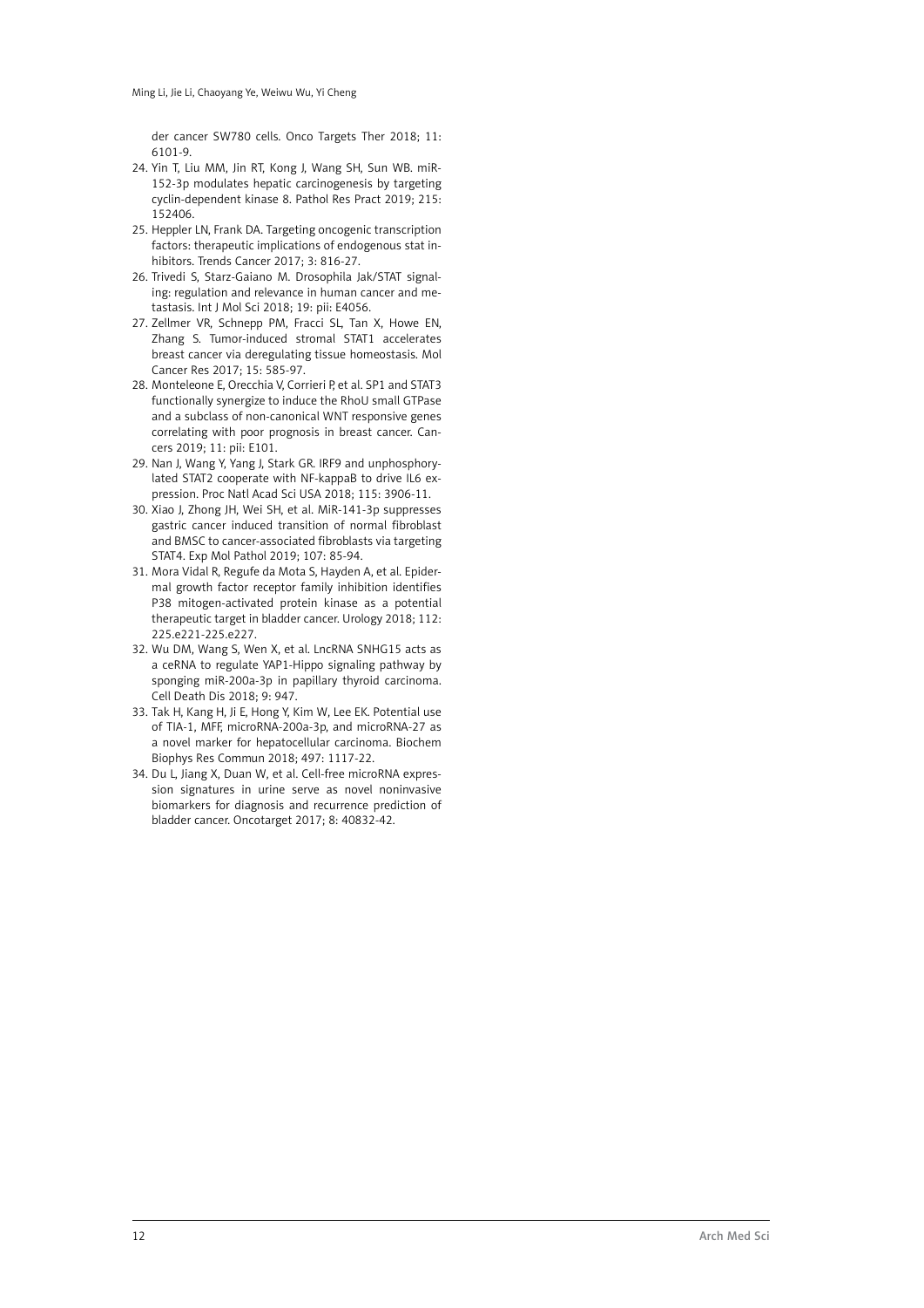der cancer SW780 cells. Onco Targets Ther 2018; 11: 6101-9.

24. Yin T, Liu MM, Jin RT, Kong J, Wang SH, Sun WB. miR-152-3p modulates hepatic carcinogenesis by targeting cyclin-dependent kinase 8. Pathol Res Pract 2019; 215: 152406.
25. Heppler LN, Frank DA. Targeting oncogenic transcription factors: therapeutic implications of endogenous stat inhibitors. Trends Cancer 2017; 3: 816-27.
26. Trivedi S, Starz-Gaiano M. Drosophila Jak/STAT signaling: regulation and relevance in human cancer and metastasis. Int J Mol Sci 2018; 19: pii: E4056.
27. Zellmer VR, Schnepp PM, Fracci SL, Tan X, Howe EN, Zhang S. Tumor-induced stromal STAT1 accelerates breast cancer via deregulating tissue homeostasis. Mol Cancer Res 2017; 15: 585-97.
28. Monteleone E, Orecchia V, Corrieri P, et al. SP1 and STAT3 functionally synergize to induce the RhoU small GTPase and a subclass of non-canonical WNT responsive genes correlating with poor prognosis in breast cancer. Cancers 2019; 11: pii: E101.
29. Nan J, Wang Y, Yang J, Stark GR. IRF9 and unphosphorylated STAT2 cooperate with NF-kappaB to drive IL6 expression. Proc Natl Acad Sci USA 2018; 115: 3906-11.
30. Xiao J, Zhong JH, Wei SH, et al. MiR-141-3p suppresses gastric cancer induced transition of normal fibroblast and BMSC to cancer-associated fibroblasts via targeting STAT4. Exp Mol Pathol 2019; 107: 85-94.
31. Mora Vidal R, Regufe da Mota S, Hayden A, et al. Epidermal growth factor receptor family inhibition identifies P38 mitogen-activated protein kinase as a potential therapeutic target in bladder cancer. Urology 2018; 112: 225.e221-225.e227.
32. Wu DM, Wang S, Wen X, et al. LncRNA SNHG15 acts as a ceRNA to regulate YAP1-Hippo signaling pathway by sponging miR-200a-3p in papillary thyroid carcinoma. Cell Death Dis 2018; 9: 947.
33. Tak H, Kang H, Ji E, Hong Y, Kim W, Lee EK. Potential use of TIA-1, MFF, microRNA-200a-3p, and microRNA-27 as a novel marker for hepatocellular carcinoma. Biochem Biophys Res Commun 2018; 497: 1117-22.
34. Du L, Jiang X, Duan W, et al. Cell-free microRNA expression signatures in urine serve as novel noninvasive biomarkers for diagnosis and recurrence prediction of bladder cancer. Oncotarget 2017; 8: 40832-42.